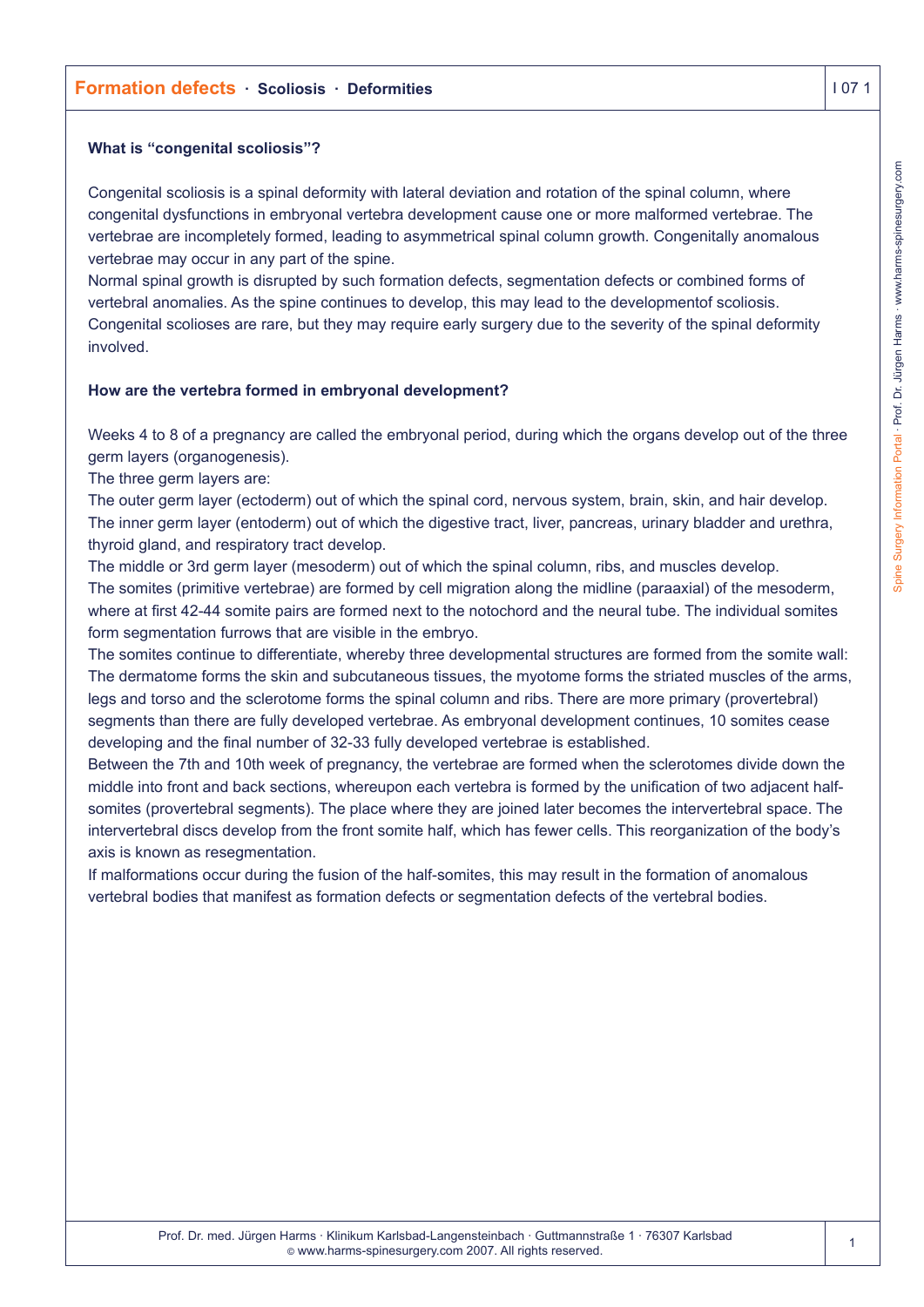**Formation defects · Scoliosis · Deformities**

### What is "congenital scoliosis"?

Congenital scoliosis is a spinal deformity with lateral deviation and rotation of the spinal column, where congenital dysfunctions in embryonal vertebra development cause one or more malformed vertebrae. The vertebrae are incompletely formed, leading to asymmetrical spinal column growth. Congenitally anomalous vertebrae may occur in any part of the spine.
Normal spinal growth is disrupted by such formation defects, segmentation defects or combined forms of vertebral anomalies. As the spine continues to develop, this may lead to the developmentof scoliosis. Congenital scolioses are rare, but they may require early surgery due to the severity of the spinal deformity involved.

### How are the vertebra formed in embryonal development?

Weeks 4 to 8 of a pregnancy are called the embryonal period, during which the organs develop out of the three germ layers (organogenesis).
The three germ layers are:
The outer germ layer (ectoderm) out of which the spinal cord, nervous system, brain, skin, and hair develop.
The inner germ layer (entoderm) out of which the digestive tract, liver, pancreas, urinary bladder and urethra, thyroid gland, and respiratory tract develop.
The middle or 3rd germ layer (mesoderm) out of which the spinal column, ribs, and muscles develop.
The somites (primitive vertebrae) are formed by cell migration along the midline (paraaxial) of the mesoderm, where at first 42-44 somite pairs are formed next to the notochord and the neural tube. The individual somites form segmentation furrows that are visible in the embryo.
The somites continue to differentiate, whereby three developmental structures are formed from the somite wall: The dermatome forms the skin and subcutaneous tissues, the myotome forms the striated muscles of the arms, legs and torso and the sclerotome forms the spinal column and ribs. There are more primary (provertebral) segments than there are fully developed vertebrae. As embryonal development continues, 10 somites cease developing and the final number of 32-33 fully developed vertebrae is established.
Between the 7th and 10th week of pregnancy, the vertebrae are formed when the sclerotomes divide down the middle into front and back sections, whereupon each vertebra is formed by the unification of two adjacent half-somites (provertebral segments). The place where they are joined later becomes the intervertebral space. The intervertebral discs develop from the front somite half, which has fewer cells. This reorganization of the body's axis is known as resegmentation.
If malformations occur during the fusion of the half-somites, this may result in the formation of anomalous vertebral bodies that manifest as formation defects or segmentation defects of the vertebral bodies.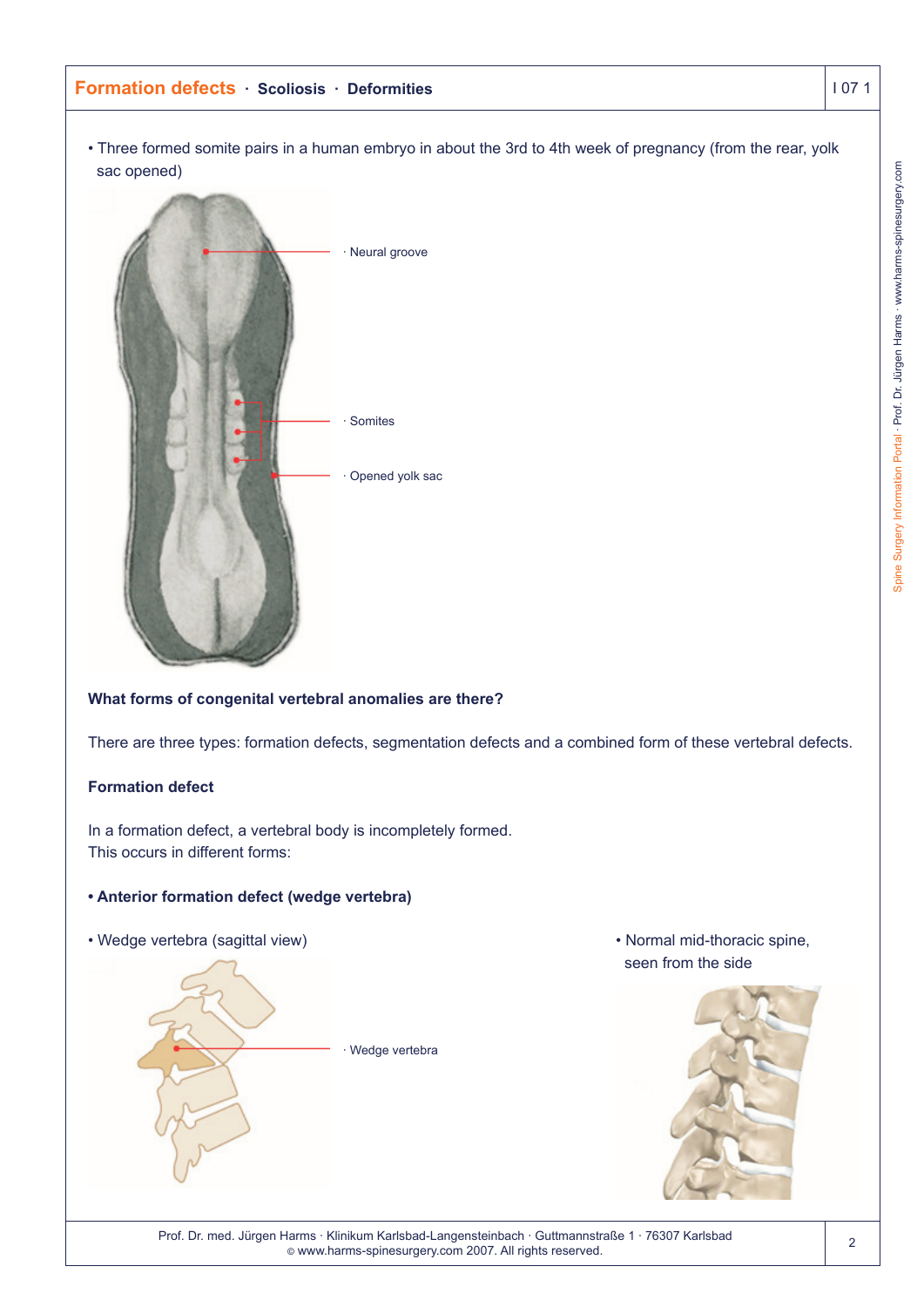• Three formed somite pairs in a human embryo in about the 3rd to 4th week of pregnancy (from the rear, yolk sac opened)

· Neural groove

· Somites

· Opened yolk sac

**What forms of congenital vertebral anomalies are there?**

There are three types: formation defects, segmentation defects and a combined form of these vertebral defects.

**Formation defect**

In a formation defect, a vertebral body is incompletely formed.
This occurs in different forms:

**• Anterior formation defect (wedge vertebra)**

• Wedge vertebra (sagittal view)

· Wedge vertebra

• Normal mid-thoracic spine, seen from the side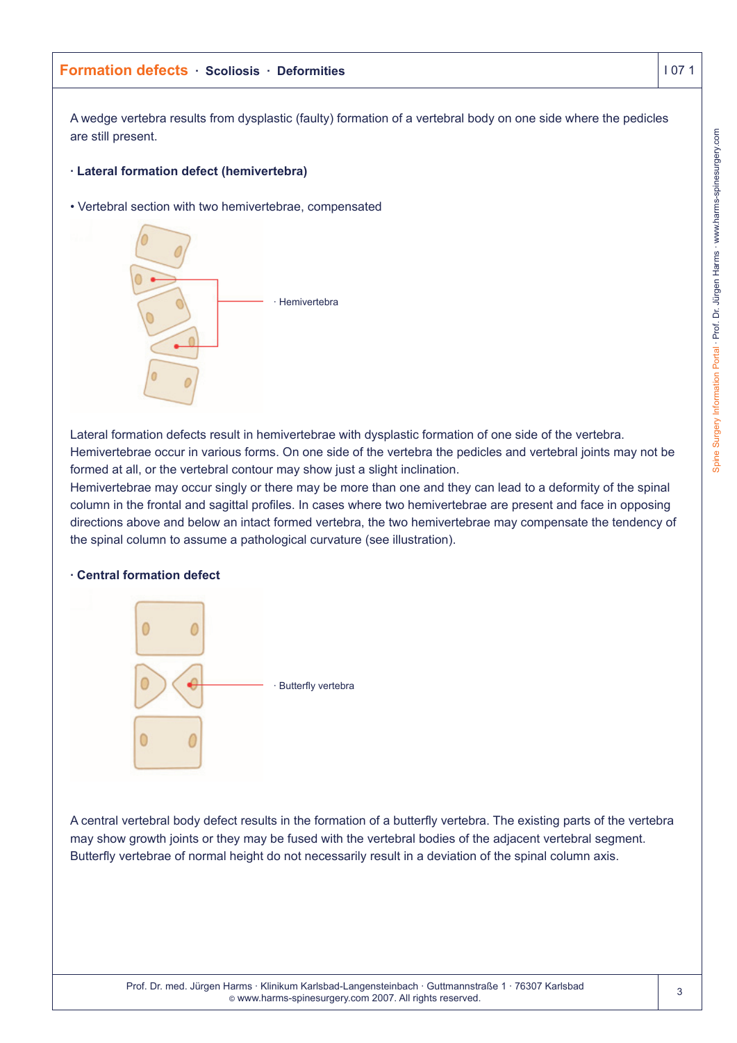A wedge vertebra results from dysplastic (faulty) formation of a vertebral body on one side where the pedicles are still present.

**· Lateral formation defect (hemivertebra)**

• Vertebral section with two hemivertebrae, compensated

· Hemivertebra

Lateral formation defects result in hemivertebrae with dysplastic formation of one side of the vertebra. Hemivertebrae occur in various forms. On one side of the vertebra the pedicles and vertebral joints may not be formed at all, or the vertebral contour may show just a slight inclination.
Hemivertebrae may occur singly or there may be more than one and they can lead to a deformity of the spinal column in the frontal and sagittal profiles. In cases where two hemivertebrae are present and face in opposing directions above and below an intact formed vertebra, the two hemivertebrae may compensate the tendency of the spinal column to assume a pathological curvature (see illustration).

**· Central formation defect**

· Butterfly vertebra

A central vertebral body defect results in the formation of a butterfly vertebra. The existing parts of the vertebra may show growth joints or they may be fused with the vertebral bodies of the adjacent vertebral segment. Butterfly vertebrae of normal height do not necessarily result in a deviation of the spinal column axis.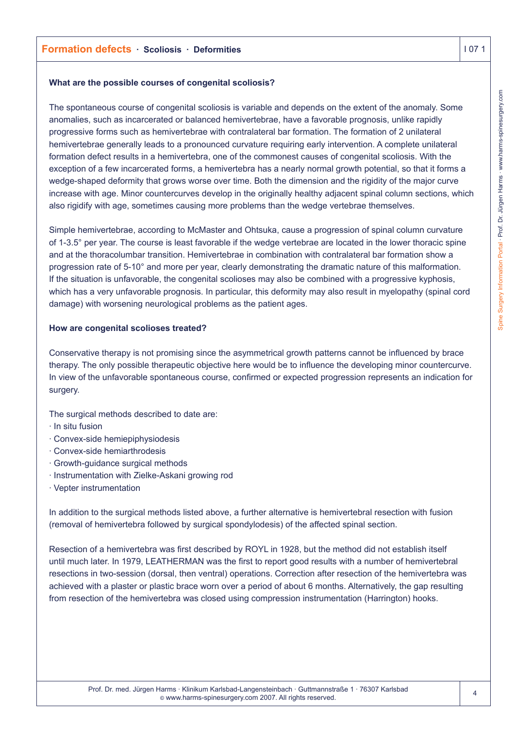**What are the possible courses of congenital scoliosis?**

The spontaneous course of congenital scoliosis is variable and depends on the extent of the anomaly. Some anomalies, such as incarcerated or balanced hemivertebrae, have a favorable prognosis, unlike rapidly progressive forms such as hemivertebrae with contralateral bar formation. The formation of 2 unilateral hemivertebrae generally leads to a pronounced curvature requiring early intervention. A complete unilateral formation defect results in a hemivertebra, one of the commonest causes of congenital scoliosis. With the exception of a few incarcerated forms, a hemivertebra has a nearly normal growth potential, so that it forms a wedge-shaped deformity that grows worse over time. Both the dimension and the rigidity of the major curve increase with age. Minor countercurves develop in the originally healthy adjacent spinal column sections, which also rigidify with age, sometimes causing more problems than the wedge vertebrae themselves.

Simple hemivertebrae, according to McMaster and Ohtsuka, cause a progression of spinal column curvature of 1-3.5° per year. The course is least favorable if the wedge vertebrae are located in the lower thoracic spine and at the thoracolumbar transition. Hemivertebrae in combination with contralateral bar formation show a progression rate of 5-10° and more per year, clearly demonstrating the dramatic nature of this malformation. If the situation is unfavorable, the congenital scolioses may also be combined with a progressive kyphosis, which has a very unfavorable prognosis. In particular, this deformity may also result in myelopathy (spinal cord damage) with worsening neurological problems as the patient ages.

**How are congenital scolioses treated?**

Conservative therapy is not promising since the asymmetrical growth patterns cannot be influenced by brace therapy. The only possible therapeutic objective here would be to influence the developing minor countercurve. In view of the unfavorable spontaneous course, confirmed or expected progression represents an indication for surgery.

The surgical methods described to date are:

- In situ fusion
- Convex-side hemiepiphysiodesis
- Convex-side hemiarthrodesis
- Growth-guidance surgical methods
- Instrumentation with Zielke-Askani growing rod
- Vepter instrumentation

In addition to the surgical methods listed above, a further alternative is hemivertebral resection with fusion (removal of hemivertebra followed by surgical spondylodesis) of the affected spinal section.

Resection of a hemivertebra was first described by ROYL in 1928, but the method did not establish itself until much later. In 1979, LEATHERMAN was the first to report good results with a number of hemivertebral resections in two-session (dorsal, then ventral) operations. Correction after resection of the hemivertebra was achieved with a plaster or plastic brace worn over a period of about 6 months. Alternatively, the gap resulting from resection of the hemivertebra was closed using compression instrumentation (Harrington) hooks.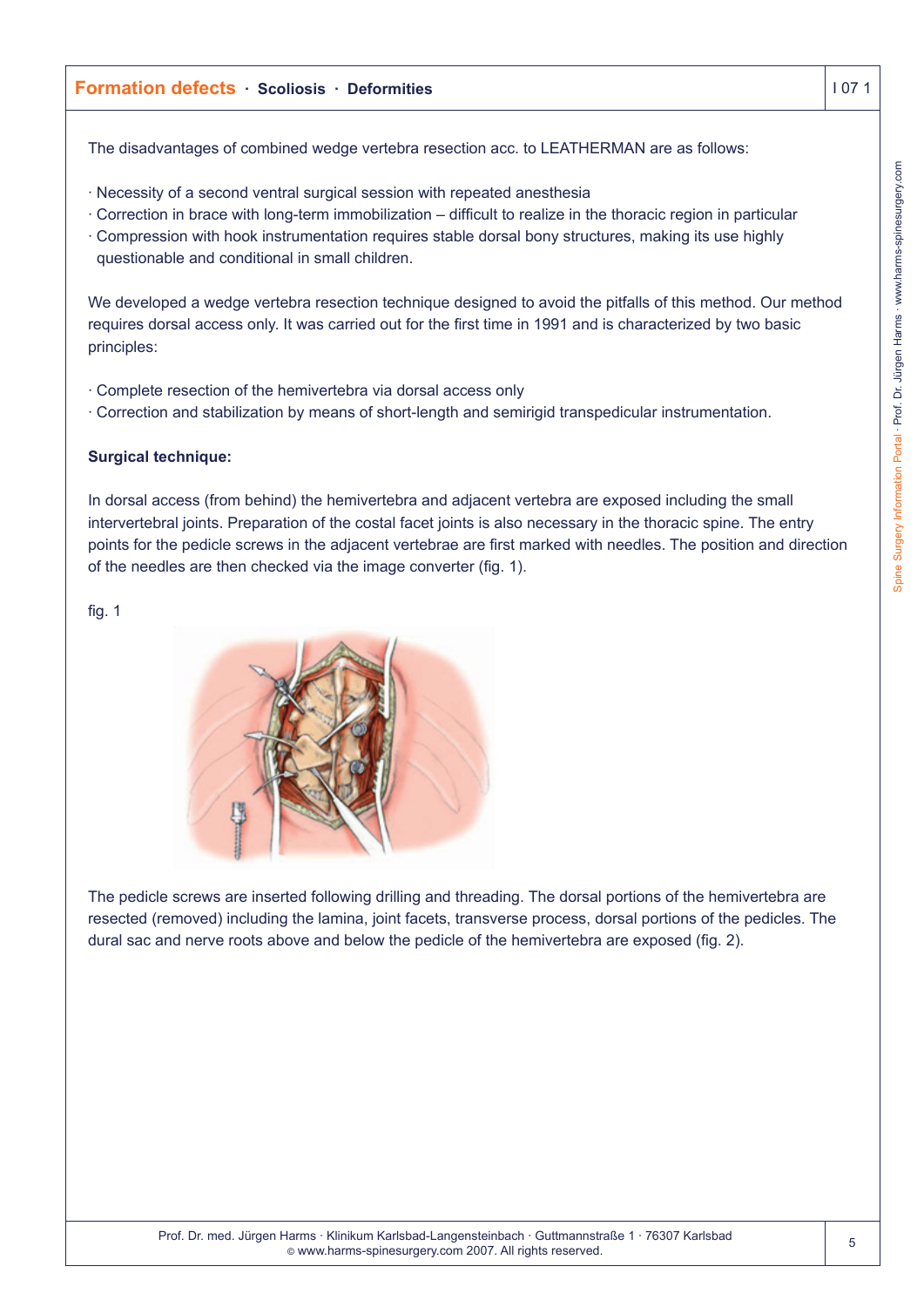The disadvantages of combined wedge vertebra resection acc. to LEATHERMAN are as follows:

- Necessity of a second ventral surgical session with repeated anesthesia
- Correction in brace with long-term immobilization – difficult to realize in the thoracic region in particular
- Compression with hook instrumentation requires stable dorsal bony structures, making its use highly questionable and conditional in small children.

We developed a wedge vertebra resection technique designed to avoid the pitfalls of this method. Our method requires dorsal access only. It was carried out for the first time in 1991 and is characterized by two basic principles:

- Complete resection of the hemivertebra via dorsal access only
- Correction and stabilization by means of short-length and semirigid transpedicular instrumentation.

**Surgical technique:**

In dorsal access (from behind) the hemivertebra and adjacent vertebra are exposed including the small intervertebral joints. Preparation of the costal facet joints is also necessary in the thoracic spine. The entry points for the pedicle screws in the adjacent vertebrae are first marked with needles. The position and direction of the needles are then checked via the image converter (fig. 1).

fig. 1

The pedicle screws are inserted following drilling and threading. The dorsal portions of the hemivertebra are resected (removed) including the lamina, joint facets, transverse process, dorsal portions of the pedicles. The dural sac and nerve roots above and below the pedicle of the hemivertebra are exposed (fig. 2).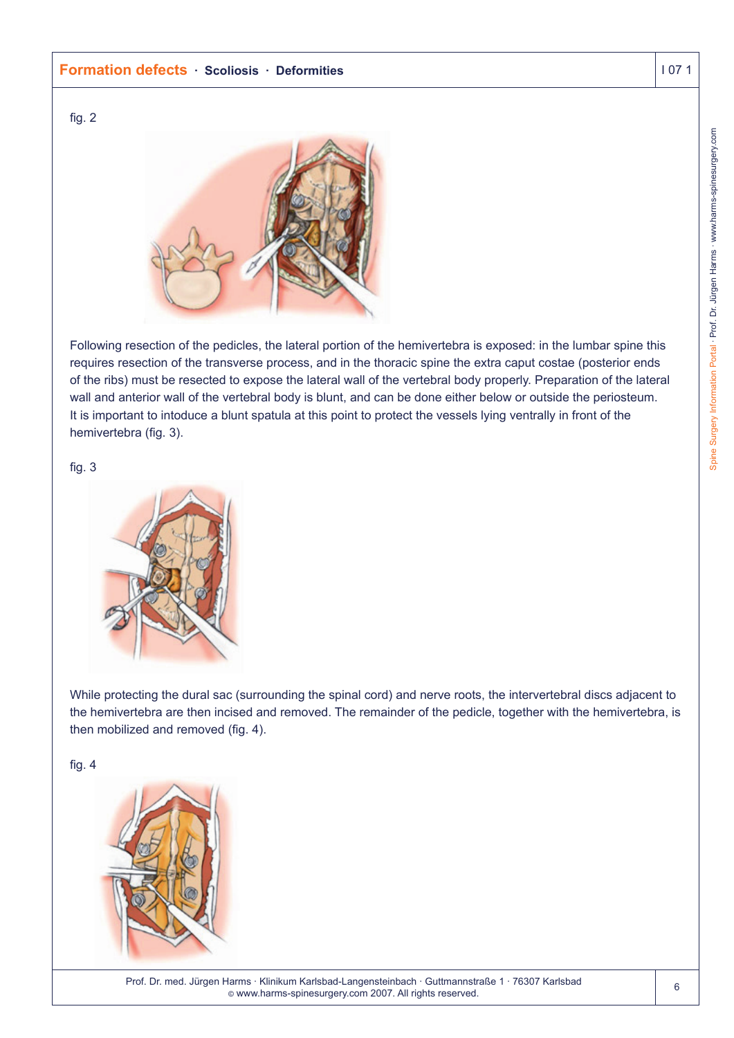fig. 2

Following resection of the pedicles, the lateral portion of the hemivertebra is exposed: in the lumbar spine this requires resection of the transverse process, and in the thoracic spine the extra caput costae (posterior ends of the ribs) must be resected to expose the lateral wall of the vertebral body properly. Preparation of the lateral wall and anterior wall of the vertebral body is blunt, and can be done either below or outside the periosteum. It is important to intoduce a blunt spatula at this point to protect the vessels lying ventrally in front of the hemivertebra (fig. 3).

fig. 3

While protecting the dural sac (surrounding the spinal cord) and nerve roots, the intervertebral discs adjacent to the hemivertebra are then incised and removed. The remainder of the pedicle, together with the hemivertebra, is then mobilized and removed (fig. 4).

fig. 4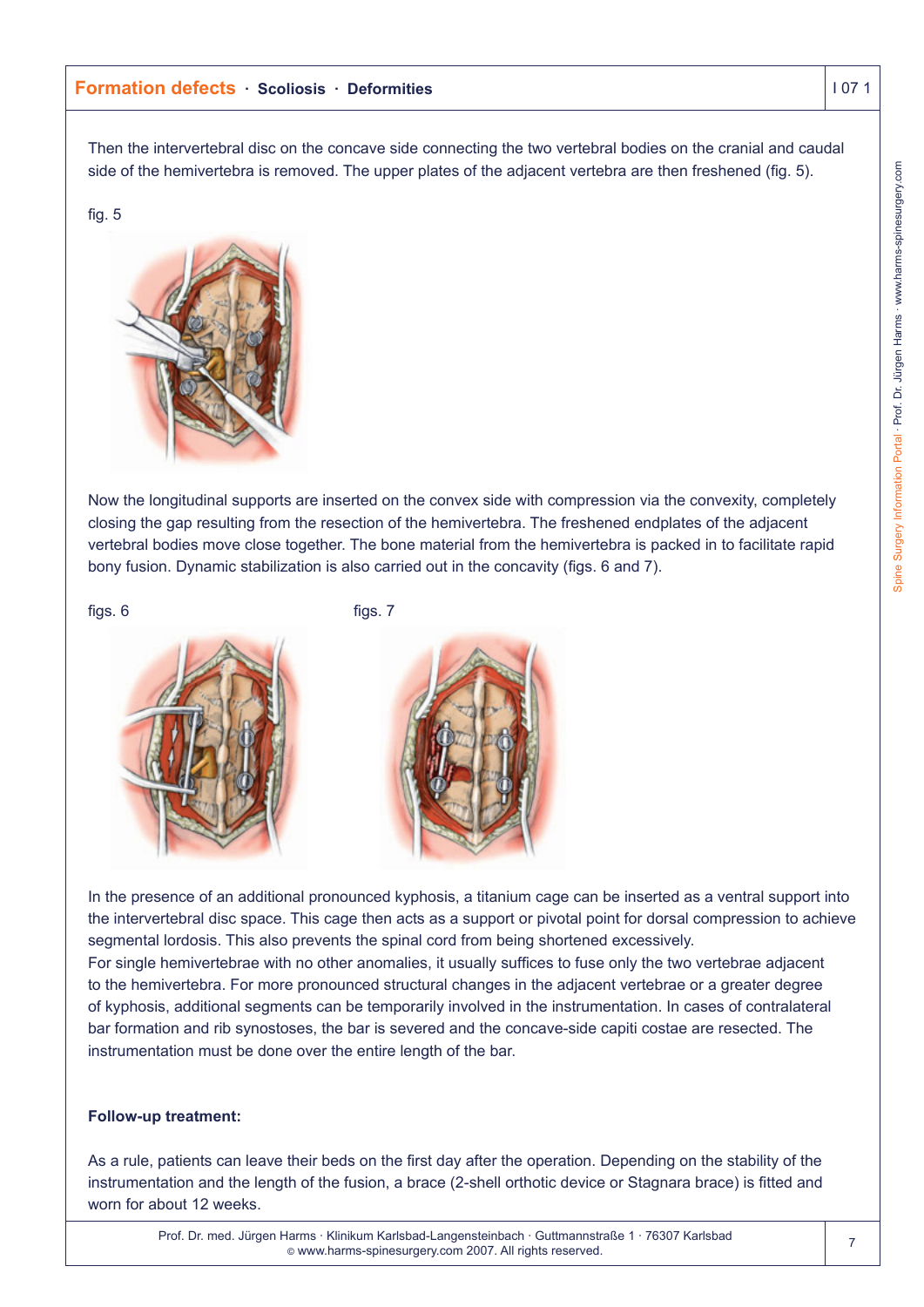Then the intervertebral disc on the concave side connecting the two vertebral bodies on the cranial and caudal side of the hemivertebra is removed. The upper plates of the adjacent vertebra are then freshened (fig. 5).

fig. 5

Now the longitudinal supports are inserted on the convex side with compression via the convexity, completely closing the gap resulting from the resection of the hemivertebra. The freshened endplates of the adjacent vertebral bodies move close together. The bone material from the hemivertebra is packed in to facilitate rapid bony fusion. Dynamic stabilization is also carried out in the concavity (figs. 6 and 7).

figs. 6

figs. 7

In the presence of an additional pronounced kyphosis, a titanium cage can be inserted as a ventral support into the intervertebral disc space. This cage then acts as a support or pivotal point for dorsal compression to achieve segmental lordosis. This also prevents the spinal cord from being shortened excessively.
For single hemivertebrae with no other anomalies, it usually suffices to fuse only the two vertebrae adjacent to the hemivertebra. For more pronounced structural changes in the adjacent vertebrae or a greater degree of kyphosis, additional segments can be temporarily involved in the instrumentation. In cases of contralateral bar formation and rib synostoses, the bar is severed and the concave-side capiti costae are resected. The instrumentation must be done over the entire length of the bar.

**Follow-up treatment:**

As a rule, patients can leave their beds on the first day after the operation. Depending on the stability of the instrumentation and the length of the fusion, a brace (2-shell orthotic device or Stagnara brace) is fitted and worn for about 12 weeks.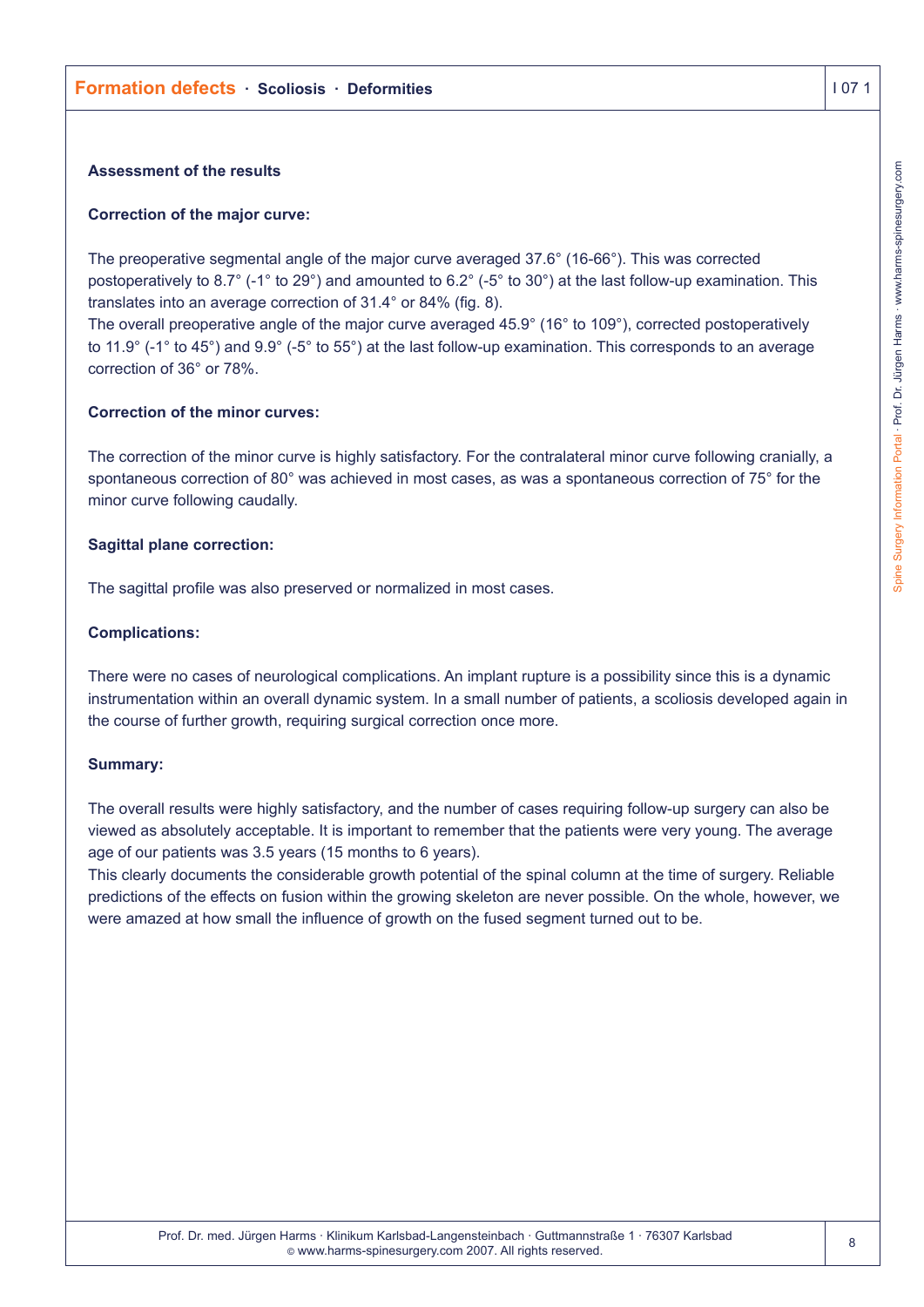## Assessment of the results

### Correction of the major curve:

The preoperative segmental angle of the major curve averaged 37.6° (16-66°). This was corrected postoperatively to 8.7° (-1° to 29°) and amounted to 6.2° (-5° to 30°) at the last follow-up examination. This translates into an average correction of 31.4° or 84% (fig. 8).

The overall preoperative angle of the major curve averaged 45.9° (16° to 109°), corrected postoperatively to 11.9° (-1° to 45°) and 9.9° (-5° to 55°) at the last follow-up examination. This corresponds to an average correction of 36° or 78%.

### Correction of the minor curves:

The correction of the minor curve is highly satisfactory. For the contralateral minor curve following cranially, a spontaneous correction of 80° was achieved in most cases, as was a spontaneous correction of 75° for the minor curve following caudally.

### Sagittal plane correction:

The sagittal profile was also preserved or normalized in most cases.

### Complications:

There were no cases of neurological complications. An implant rupture is a possibility since this is a dynamic instrumentation within an overall dynamic system. In a small number of patients, a scoliosis developed again in the course of further growth, requiring surgical correction once more.

### Summary:

The overall results were highly satisfactory, and the number of cases requiring follow-up surgery can also be viewed as absolutely acceptable. It is important to remember that the patients were very young. The average age of our patients was 3.5 years (15 months to 6 years).

This clearly documents the considerable growth potential of the spinal column at the time of surgery. Reliable predictions of the effects on fusion within the growing skeleton are never possible. On the whole, however, we were amazed at how small the influence of growth on the fused segment turned out to be.